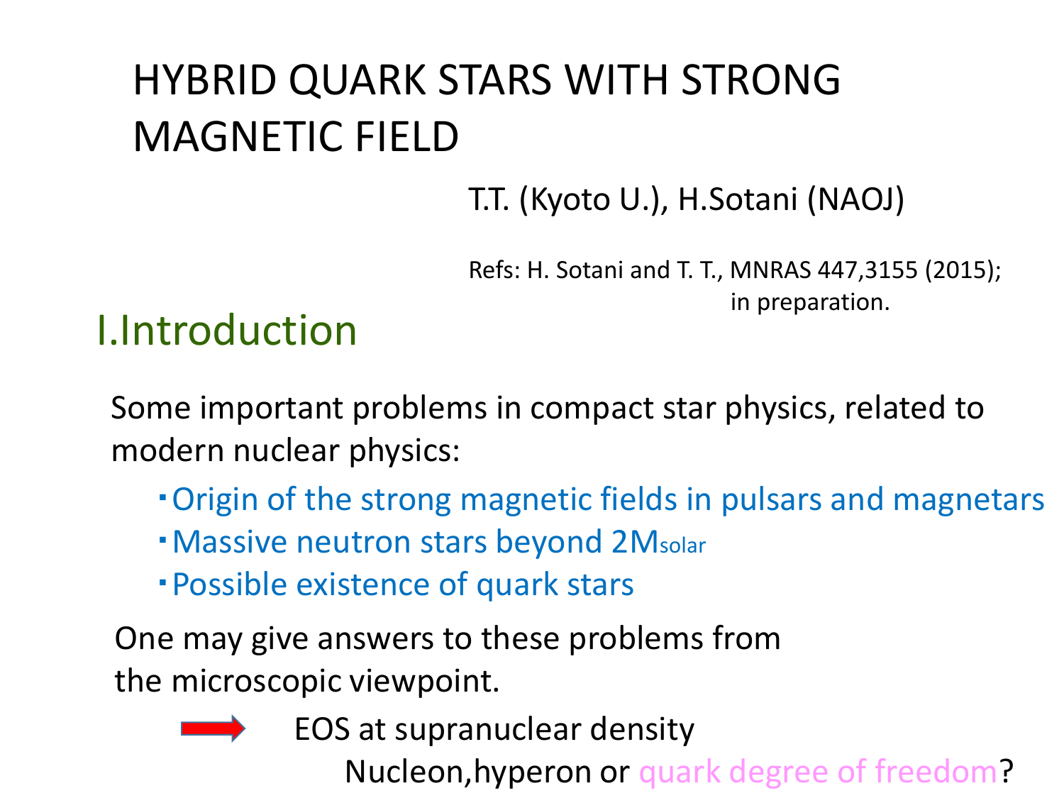# HYBRID QUARK STARS WITH STRONG MAGNETIC FIELD

T.T. (Kyoto U.), H.Sotani (NAOJ)

Refs: H. Sotani and T. T., MNRAS 447,3155 (2015); in preparation.

## I.Introduction

Some important problems in compact star physics, related to modern nuclear physics:

- Origin of the strong magnetic fields in pulsars and magnetars
- Massive neutron stars beyond $2M_{solar}$
- Possible existence of quark stars

One may give answers to these problems from the microscopic viewpoint.

→ EOS at supranuclear density

Nucleon,hyperon or quark degree of freedom?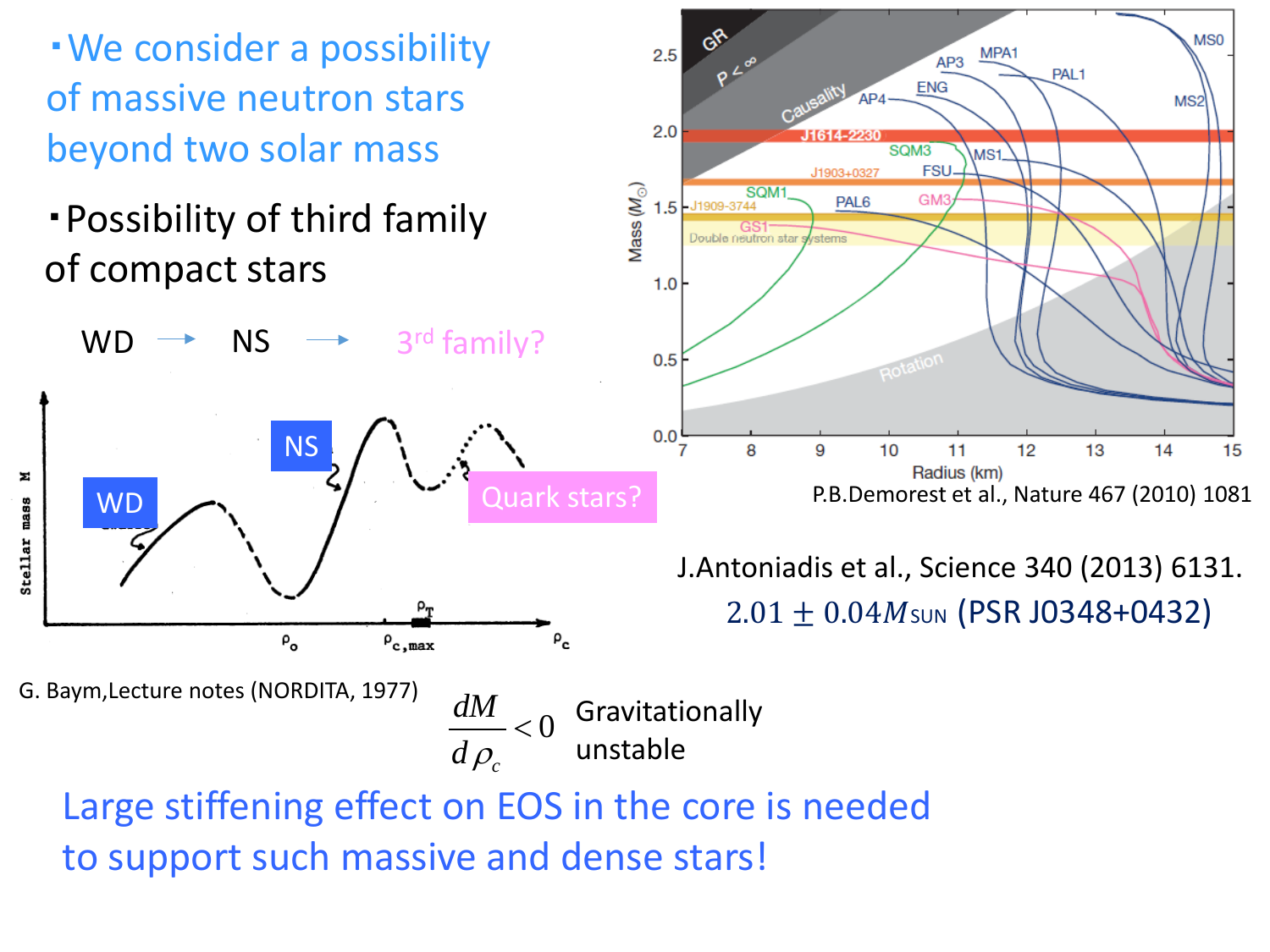- We consider a possibility of massive neutron stars beyond two solar mass

- Possibility of third family of compact stars

WD → NS → 3rd family?

G. Baym, Lecture notes (NORDITA, 1977)

$$\frac{dM}{d\rho_c} < 0$$ Gravitationally unstable

P.B.Demorest et al., Nature 467 (2010) 1081

J.Antoniadis et al., Science 340 (2013) 6131.

$2.01 \pm 0.04 M_{\mathrm{SUN}}$ (PSR J0348+0432)

Large stiffening effect on EOS in the core is needed to support such massive and dense stars!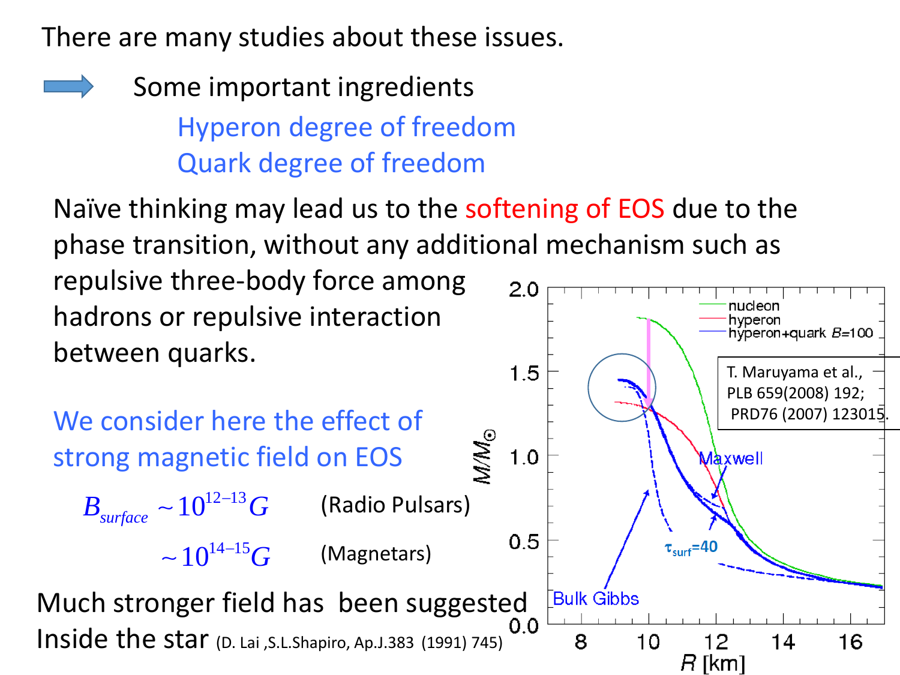There are many studies about these issues.

➡ Some important ingredients

- Hyperon degree of freedom
- Quark degree of freedom

Naïve thinking may lead us to the softening of EOS due to the phase transition, without any additional mechanism such as repulsive three-body force among hadrons or repulsive interaction between quarks.

We consider here the effect of strong magnetic field on EOS

$$B_{surface} \sim 10^{12-13} G \quad \text{(Radio Pulsars)}$$

$$\sim 10^{14-15} G \quad \text{(Magnetars)}$$

Much stronger field has been suggested Inside the star (D. Lai ,S.L.Shapiro, Ap.J.383 (1991) 745)

T. Maruyama et al., PLB 659(2008) 192; PRD76 (2007) 123015.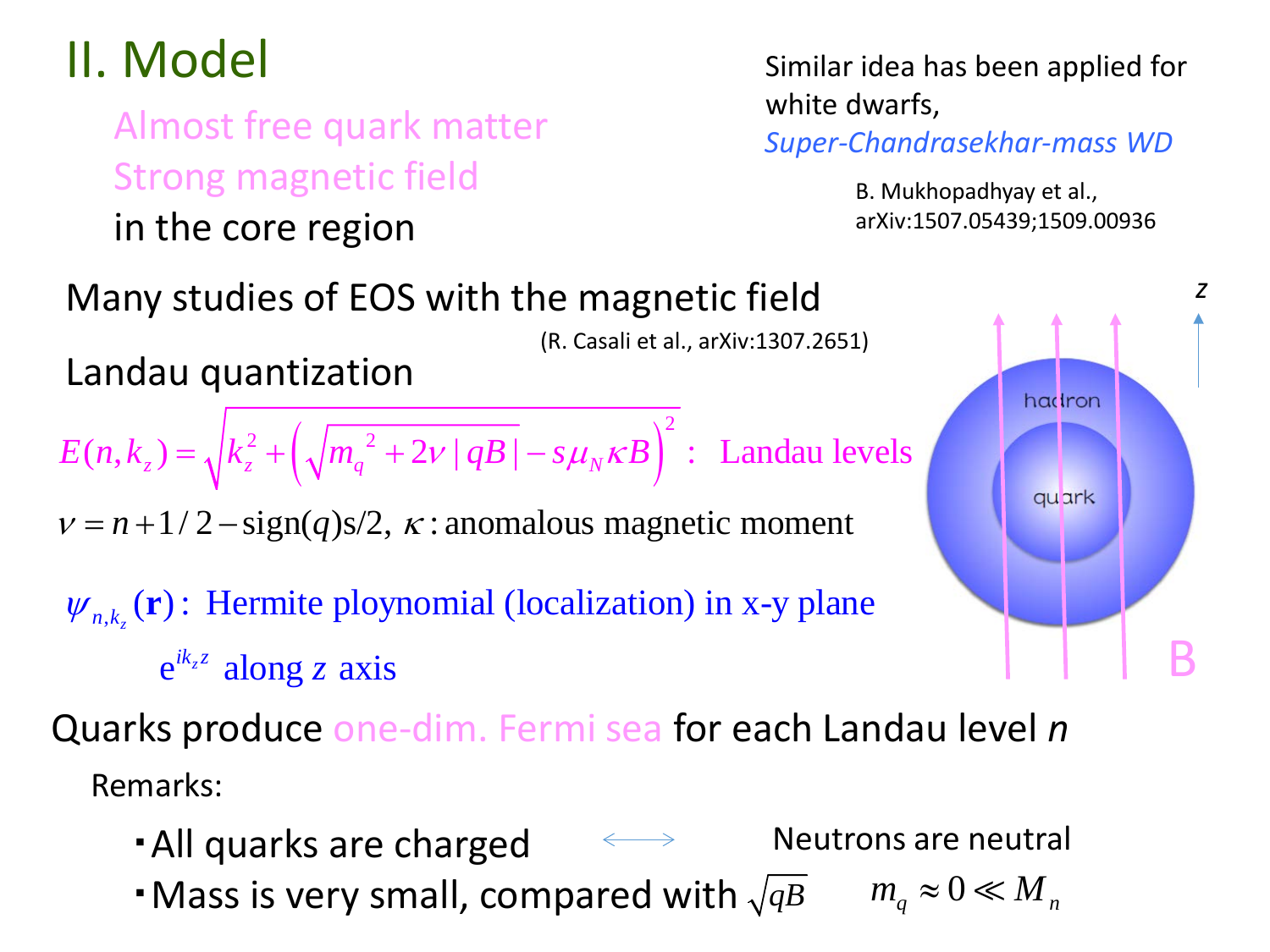## II. Model

Almost free quark matter
Strong magnetic field
in the core region

Similar idea has been applied for white dwarfs,
*Super-Chandrasekhar-mass WD*

B. Mukhopadhyay et al., arXiv:1507.05439;1509.00936

Many studies of EOS with the magnetic field

(R. Casali et al., arXiv:1307.2651)

Landau quantization

$$E(n,k_z) = \sqrt{k_z^2 + \left(\sqrt{m_q{}^2 + 2\nu\,|qB|} - s\mu_N \kappa B\right)^2} \; : \; \text{Landau levels}$$

$\nu = n + 1/2 - \text{sign}(q)s/2$, $\kappa$ : anomalous magnetic moment

$\psi_{n,k_z}(\mathbf{r})$ : Hermite ploynomial (localization) in x-y plane

$e^{ik_z z}$ along $z$ axis

hadron

quark

$z$

B

Quarks produce one-dim. Fermi sea for each Landau level $n$

Remarks:

- All quarks are charged ⟷ Neutrons are neutral
- Mass is very small, compared with $\sqrt{qB}$ $\quad m_q \approx 0 \ll M_n$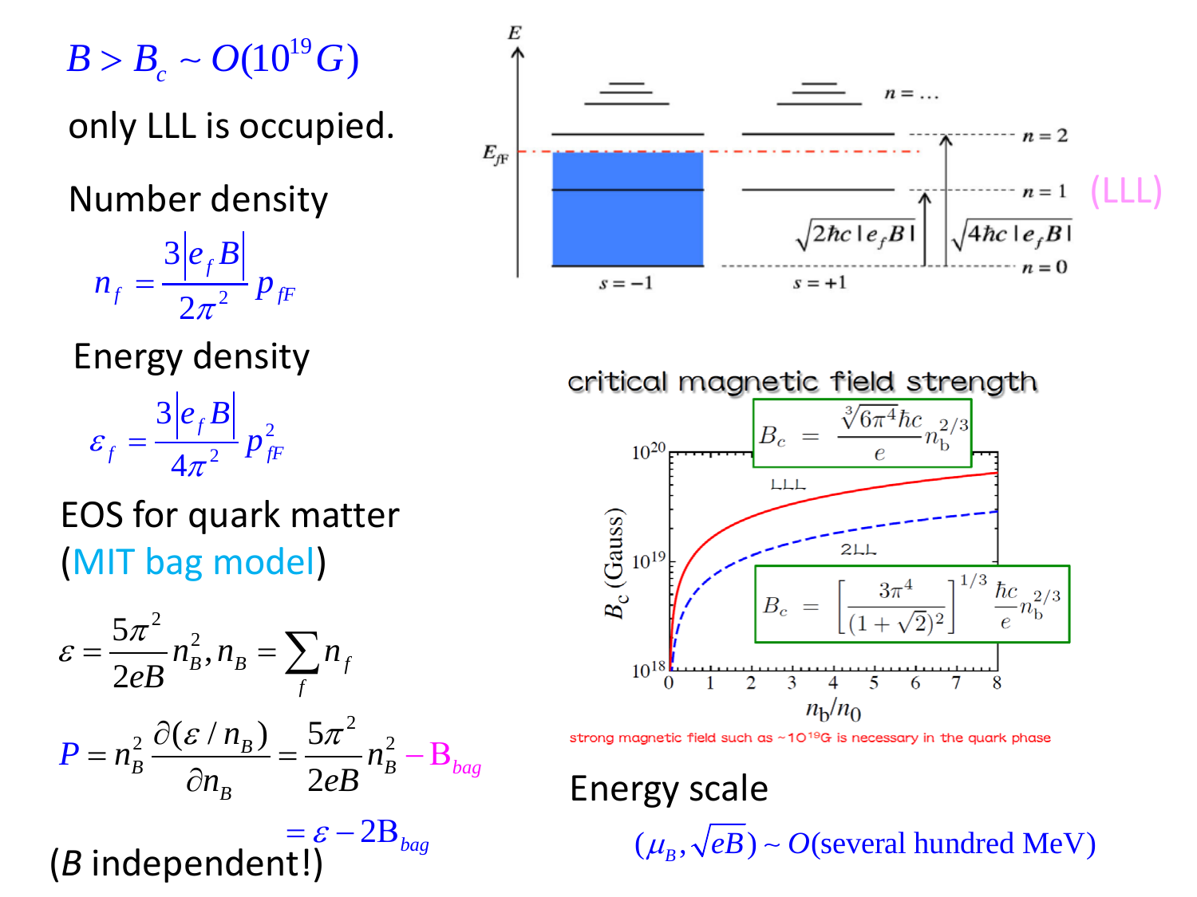$$B > B_c \sim O(10^{19}G)$$

only LLL is occupied.

Number density

$$n_f = \frac{3|e_f B|}{2\pi^2} p_{fF}$$

Energy density

$$\varepsilon_f = \frac{3|e_f B|}{4\pi^2} p_{fF}^2$$

EOS for quark matter (MIT bag model)

$$\varepsilon = \frac{5\pi^2}{2eB} n_B^2, n_B = \sum_f n_f$$

$$P = n_B^2 \frac{\partial(\varepsilon / n_B)}{\partial n_B} = \frac{5\pi^2}{2eB} n_B^2 - \mathrm{B}_{bag}$$

$$= \varepsilon - 2\mathrm{B}_{bag}$$

($B$ independent!)

$E$, $E_{fF}$, $n = \ldots$, $n = 2$, $n = 1$, $n = 0$, (LLL), $\sqrt{2\hbar c |e_f B|}$, $\sqrt{4\hbar c |e_f B|}$, $s = -1$, $s = +1$

critical magnetic field strength

$$B_c = \frac{\sqrt[3]{6\pi^4}\hbar c}{e} n_b^{2/3}$$

$$B_c = \left[\frac{3\pi^4}{(1+\sqrt{2})^2}\right]^{1/3} \frac{\hbar c}{e} n_b^{2/3}$$

LLL, 2LL, $B_c$ (Gauss), $n_b/n_0$

strong magnetic field such as ~$10^{19}$G is necessary in the quark phase

Energy scale

$$(\mu_B, \sqrt{eB}) \sim O(\text{several hundred MeV})$$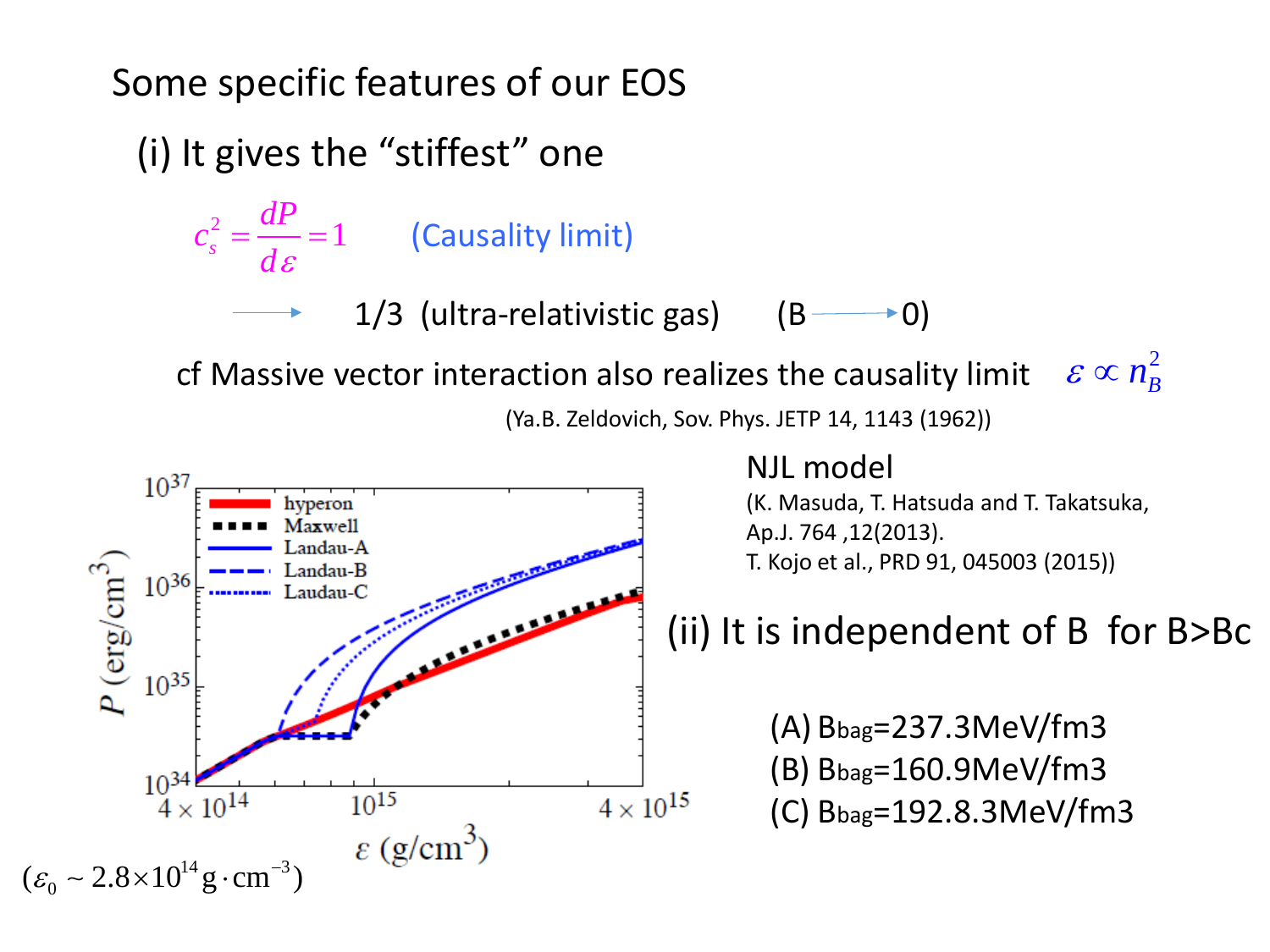Some specific features of our EOS

(i) It gives the "stiffest" one

$$c_s^2 = \frac{dP}{d\varepsilon} = 1$$ (Causality limit)

$\longrightarrow$ 1/3 (ultra-relativistic gas) $(B \longrightarrow 0)$

cf Massive vector interaction also realizes the causality limit $\varepsilon \propto n_B^2$

(Ya.B. Zeldovich, Sov. Phys. JETP 14, 1143 (1962))

NJL model
(K. Masuda, T. Hatsuda and T. Takatsuka, Ap.J. 764 ,12(2013).
T. Kojo et al., PRD 91, 045003 (2015))

(ii) It is independent of B for B>Bc

(A) $B_{bag}$=237.3MeV/fm3
(B) $B_{bag}$=160.9MeV/fm3
(C) $B_{bag}$=192.8.3MeV/fm3

$(\varepsilon_0 \sim 2.8\times10^{14}\,\mathrm{g\cdot cm^{-3}})$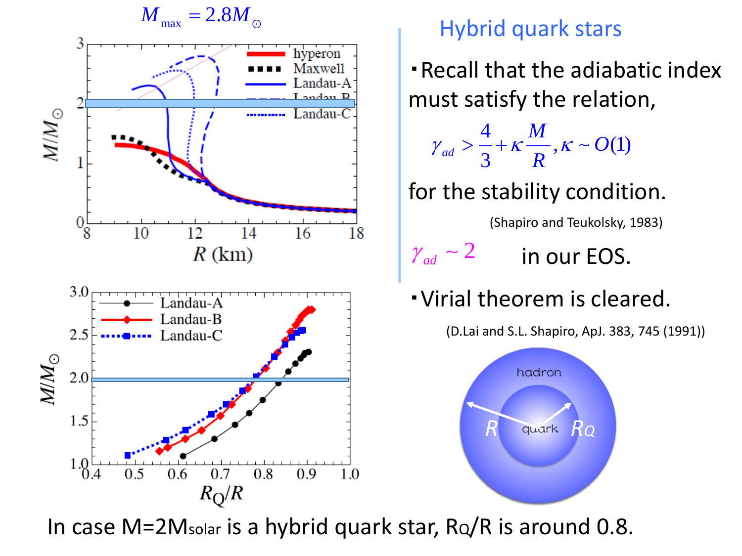$M_{max} = 2.8 M_{\odot}$

## Hybrid quark stars

- Recall that the adiabatic index must satisfy the relation,

$$\gamma_{ad} > \frac{4}{3} + \kappa \frac{M}{R}, \kappa \sim O(1)$$

for the stability condition.

(Shapiro and Teukolsky, 1983)

$\gamma_{ad} \sim 2$ in our EOS.

- Virial theorem is cleared.

(D.Lai and S.L. Shapiro, ApJ. 383, 745 (1991))

In case $M = 2M_{solar}$ is a hybrid quark star, $R_Q/R$ is around 0.8.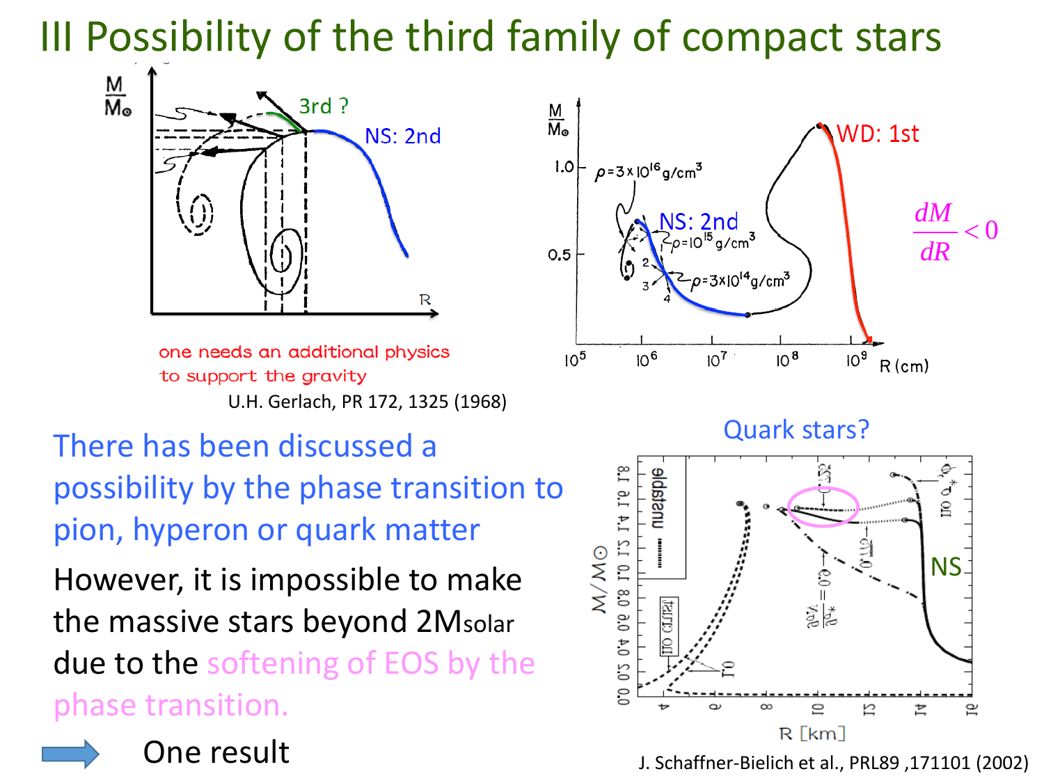# III Possibility of the third family of compact stars

3rd ?

NS: 2nd

one needs an additional physics to support the gravity

U.H. Gerlach, PR 172, 1325 (1968)

WD: 1st

NS: 2nd

$\frac{dM}{dR} < 0$

Quark stars?

NS

J. Schaffner-Bielich et al., PRL89 ,171101 (2002)

There has been discussed a possibility by the phase transition to pion, hyperon or quark matter

However, it is impossible to make the massive stars beyond 2M$_{solar}$ due to the softening of EOS by the phase transition.

→ One result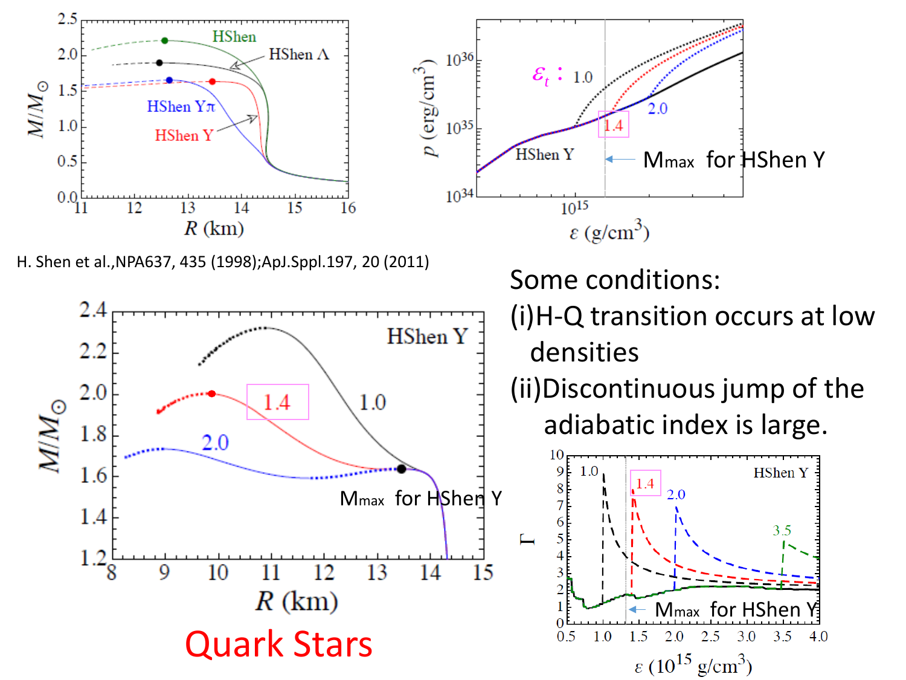H. Shen et al.,NPA637, 435 (1998);ApJ.Sppl.197, 20 (2011)

Some conditions:

(i) H-Q transition occurs at low densities

(ii) Discontinuous jump of the adiabatic index is large.

$M_{max}$ for HShen Y

Quark Stars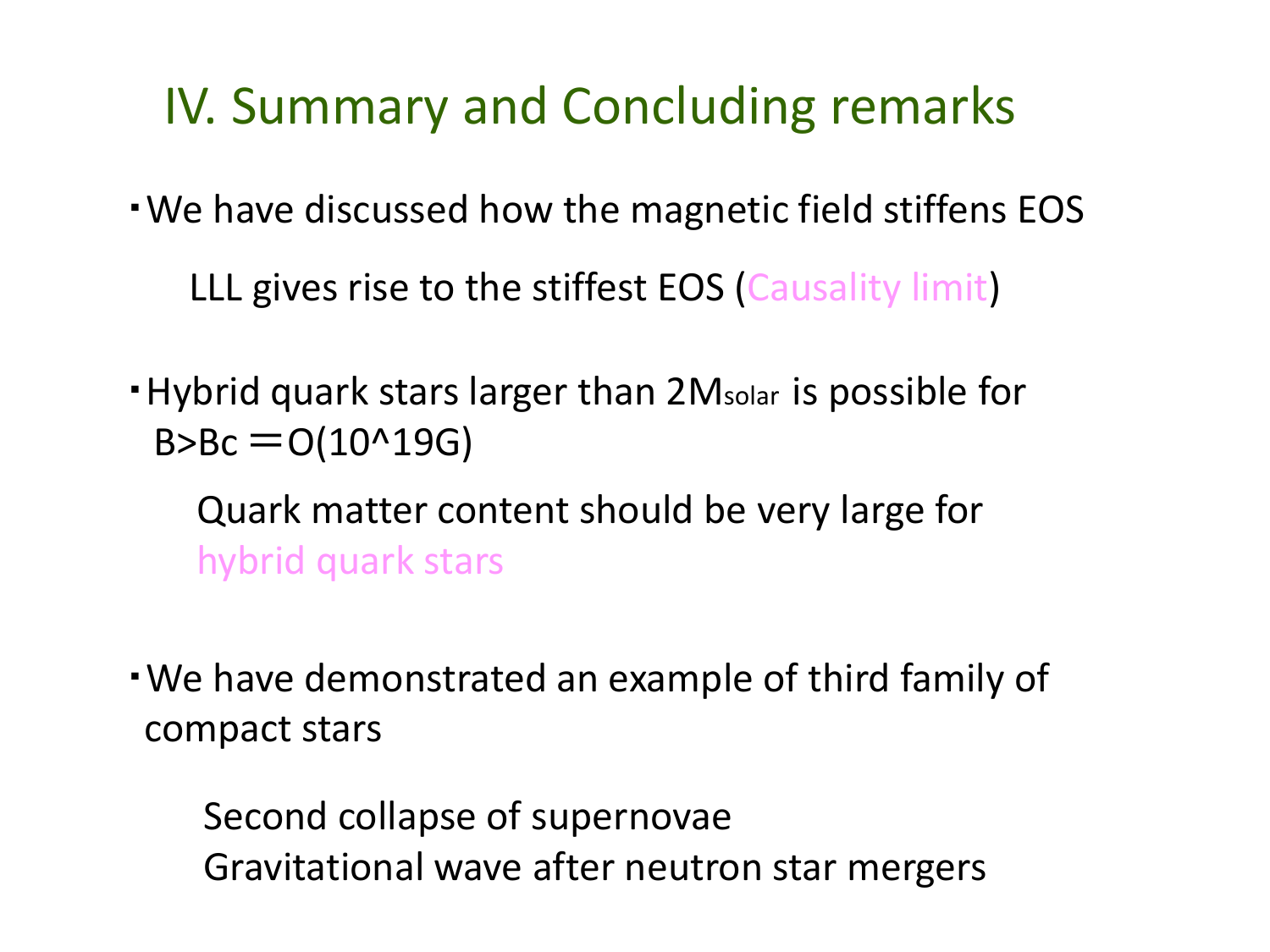# IV. Summary and Concluding remarks

- We have discussed how the magnetic field stiffens EOS

  LLL gives rise to the stiffest EOS (Causality limit)

- Hybrid quark stars larger than $2M_{solar}$ is possible for $B>B_c = O(10^{19}G)$

  Quark matter content should be very large for hybrid quark stars

- We have demonstrated an example of third family of compact stars

  Second collapse of supernovae
  Gravitational wave after neutron star mergers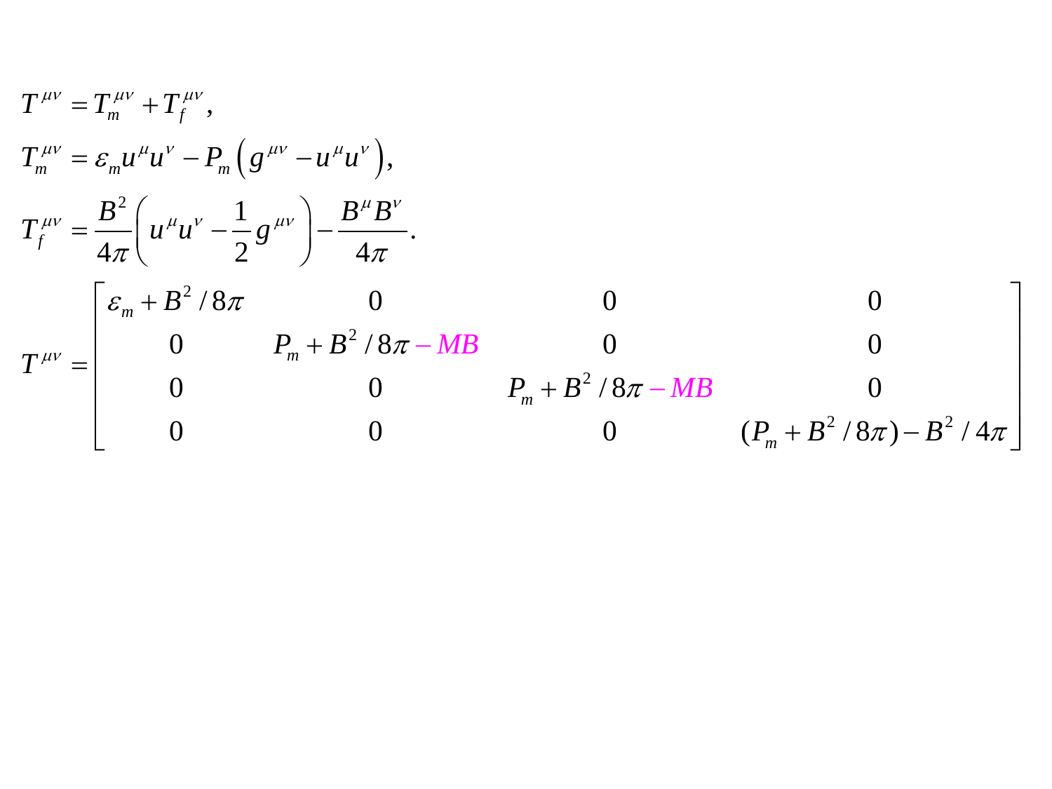$$T^{\mu\nu} = T_m^{\mu\nu} + T_f^{\mu\nu},$$

$$T_m^{\mu\nu} = \varepsilon_m u^\mu u^\nu - P_m \left( g^{\mu\nu} - u^\mu u^\nu \right),$$

$$T_f^{\mu\nu} = \frac{B^2}{4\pi}\left( u^\mu u^\nu - \frac{1}{2} g^{\mu\nu} \right) - \frac{B^\mu B^\nu}{4\pi}.$$

$$T^{\mu\nu} = \begin{bmatrix} \varepsilon_m + B^2/8\pi & 0 & 0 & 0 \\ 0 & P_m + B^2/8\pi - MB & 0 & 0 \\ 0 & 0 & P_m + B^2/8\pi - MB & 0 \\ 0 & 0 & 0 & (P_m + B^2/8\pi) - B^2/4\pi \end{bmatrix}$$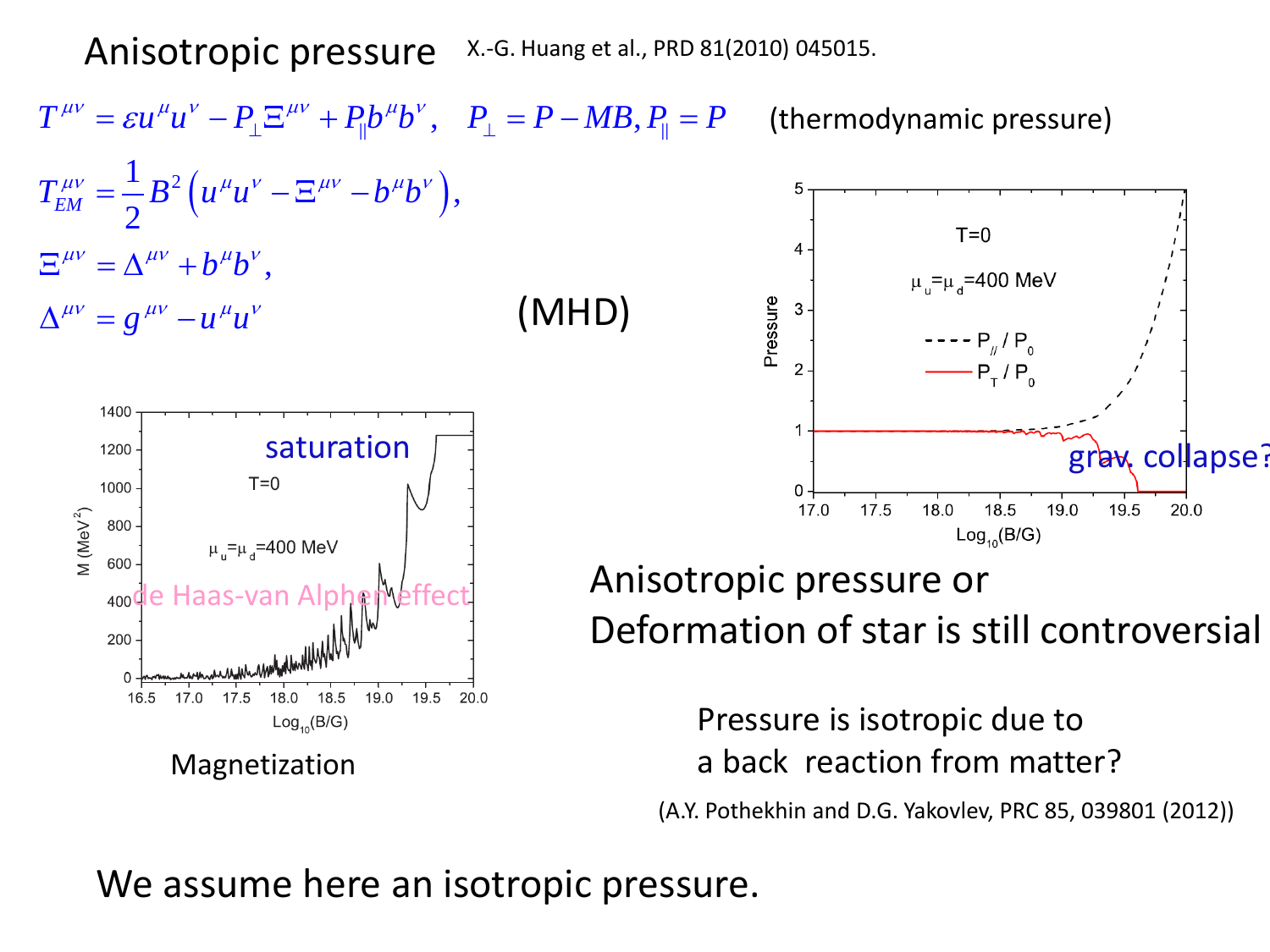# Anisotropic pressure

X.-G. Huang et al., PRD 81(2010) 045015.

$$T^{\mu\nu} = \varepsilon u^\mu u^\nu - P_\perp \Xi^{\mu\nu} + P_\parallel b^\mu b^\nu, \quad P_\perp = P - MB, P_\parallel = P$$

(thermodynamic pressure)

$$T_{EM}^{\mu\nu} = \frac{1}{2} B^2 \left( u^\mu u^\nu - \Xi^{\mu\nu} - b^\mu b^\nu \right),$$

$$\Xi^{\mu\nu} = \Delta^{\mu\nu} + b^\mu b^\nu,$$

$$\Delta^{\mu\nu} = g^{\mu\nu} - u^\mu u^\nu$$

(MHD)

saturation

de Haas-van Alphen effect

Magnetization

grav. collapse?

Anisotropic pressure or
Deformation of star is still controversial

Pressure is isotropic due to
a back reaction from matter?

(A.Y. Pothekhin and D.G. Yakovlev, PRC 85, 039801 (2012))

We assume here an isotropic pressure.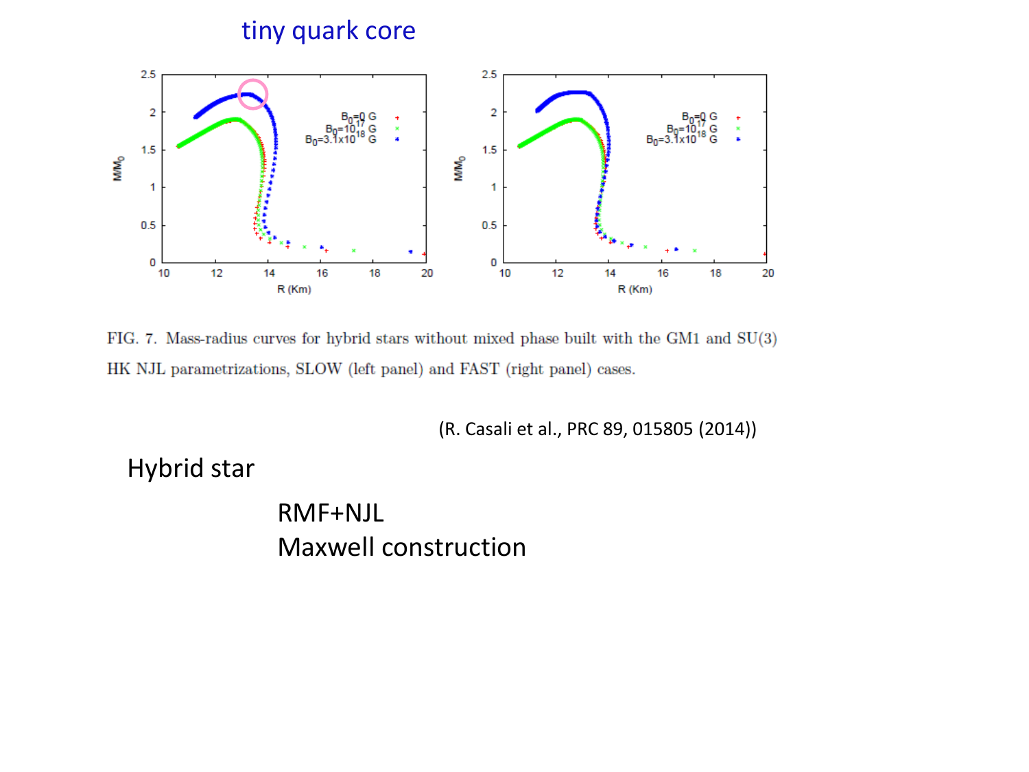tiny quark core

FIG. 7. Mass-radius curves for hybrid stars without mixed phase built with the GM1 and SU(3) HK NJL parametrizations, SLOW (left panel) and FAST (right panel) cases.

(R. Casali et al., PRC 89, 015805 (2014))

Hybrid star

RMF+NJL
Maxwell construction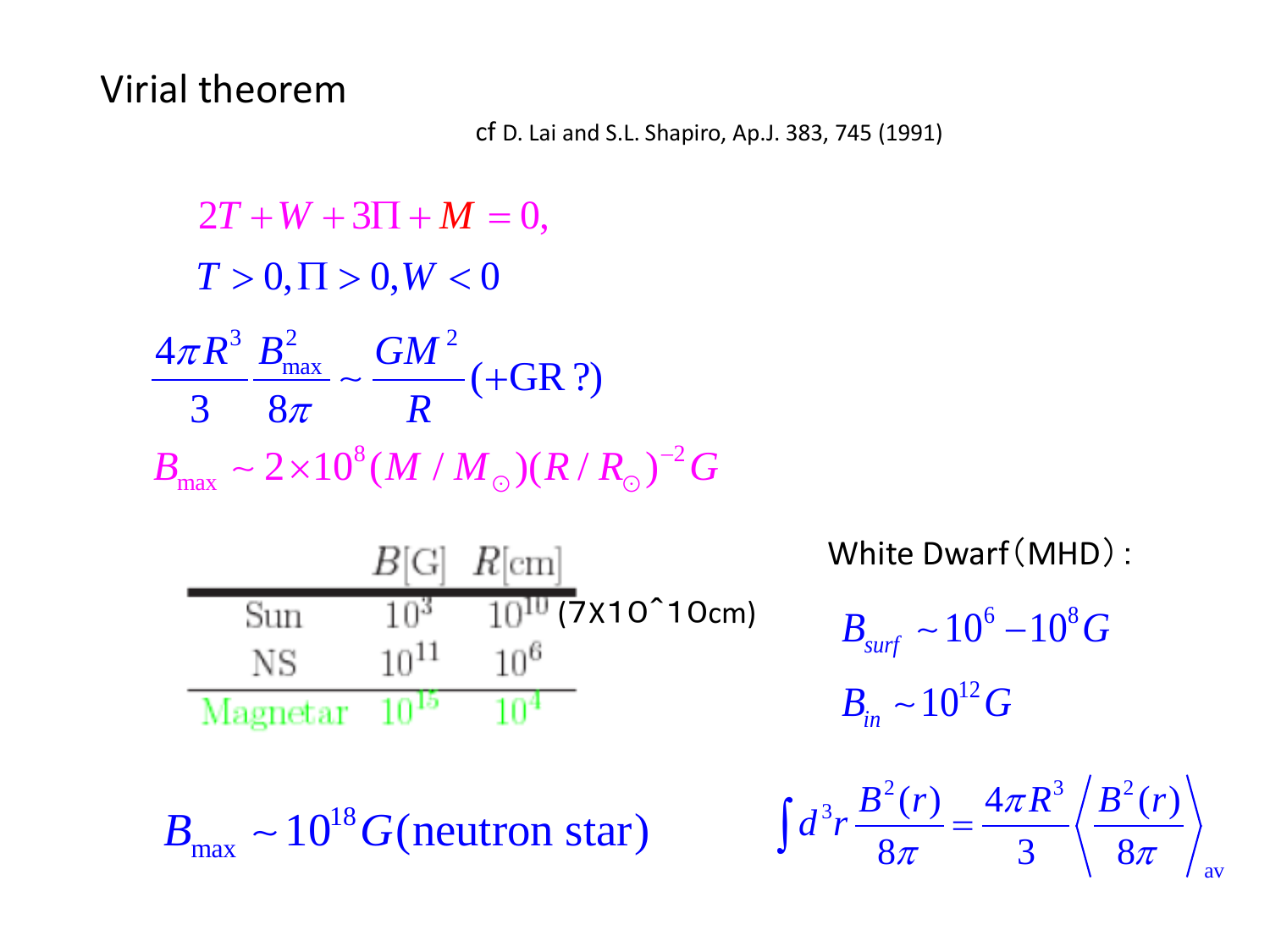# Virial theorem

cf D. Lai and S.L. Shapiro, Ap.J. 383, 745 (1991)

$$2T + W + 3\Pi + M = 0,$$

$$T > 0, \Pi > 0, W < 0$$

$$\frac{4\pi R^3}{3}\frac{B_{\max}^2}{8\pi} \sim \frac{GM^2}{R} (+\text{GR ?})$$

$$B_{\max} \sim 2\times 10^8 (M/M_\odot)(R/R_\odot)^{-2} G$$

| | $B$[G] | $R$[cm] |
|---|---|---|
| Sun | $10^3$ | $10^{10}$ (7X10^10cm) |
| NS | $10^{11}$ | $10^6$ |
| Magnetar | $10^{15}$ | $10^4$ |

White Dwarf（MHD）:

$$B_{surf} \sim 10^6 - 10^8 G$$

$$B_{in} \sim 10^{12} G$$

$$B_{\max} \sim 10^{18} G (\text{neutron star})$$

$$\int d^3r \frac{B^2(r)}{8\pi} = \frac{4\pi R^3}{3}\left\langle \frac{B^2(r)}{8\pi} \right\rangle_{\text{av}}$$